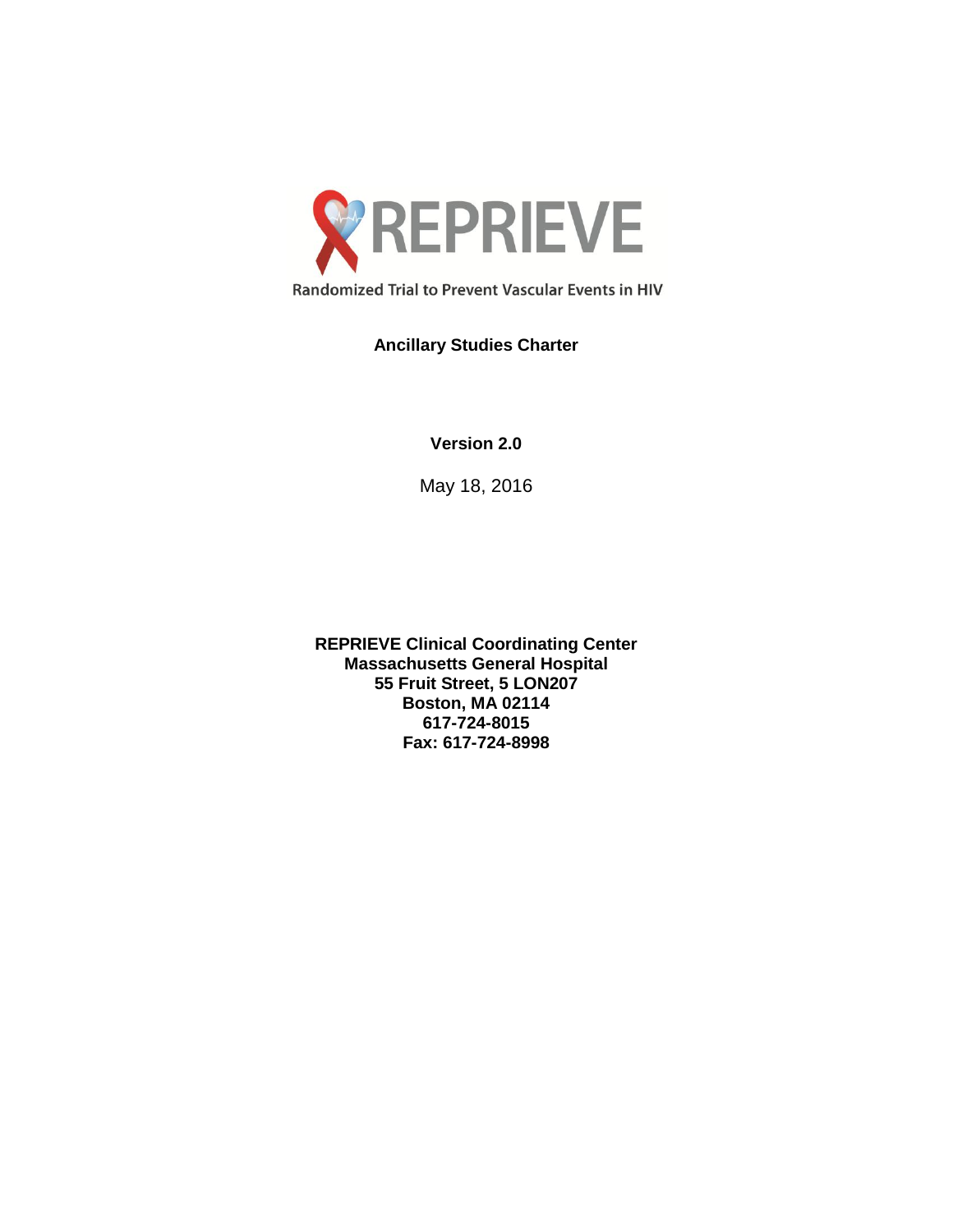# REPRIEVE

Randomized Trial to Prevent Vascular Events in HIV

**Ancillary Studies Charter**

**Version 2.0**

May 18, 2016

**REPRIEVE Clinical Coordinating Center**
**Massachusetts General Hospital**
**55 Fruit Street, 5 LON207**
**Boston, MA 02114**
**617-724-8015**
**Fax: 617-724-8998**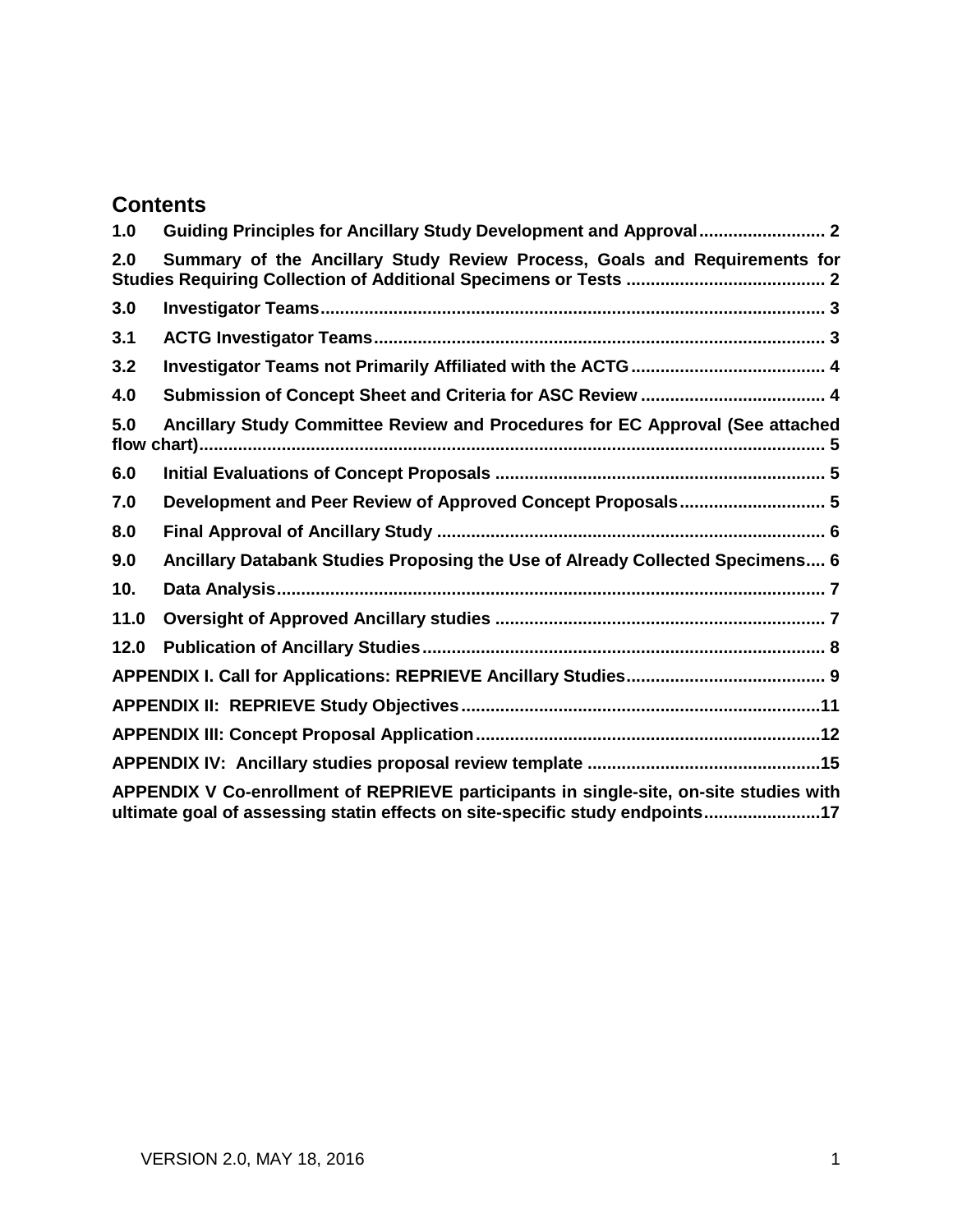## Contents

**1.0 Guiding Principles for Ancillary Study Development and Approval** .......................... 2

**2.0 Summary of the Ancillary Study Review Process, Goals and Requirements for Studies Requiring Collection of Additional Specimens or Tests** ......................................... 2

**3.0 Investigator Teams** ....................................................................................................... 3

**3.1 ACTG Investigator Teams** ............................................................................................ 3

**3.2 Investigator Teams not Primarily Affiliated with the ACTG** ........................................ 4

**4.0 Submission of Concept Sheet and Criteria for ASC Review** ...................................... 4

**5.0 Ancillary Study Committee Review and Procedures for EC Approval (See attached flow chart)** ................................................................................................................................ 5

**6.0 Initial Evaluations of Concept Proposals** ................................................................... 5

**7.0 Development and Peer Review of Approved Concept Proposals** .............................. 5

**8.0 Final Approval of Ancillary Study** ............................................................................... 6

**9.0 Ancillary Databank Studies Proposing the Use of Already Collected Specimens** .... 6

**10. Data Analysis** ................................................................................................................ 7

**11.0 Oversight of Approved Ancillary studies** ................................................................... 7

**12.0 Publication of Ancillary Studies** .................................................................................. 8

**APPENDIX I. Call for Applications: REPRIEVE Ancillary Studies** ......................................... 9

**APPENDIX II: REPRIEVE Study Objectives** .........................................................................11

**APPENDIX III: Concept Proposal Application** ......................................................................12

**APPENDIX IV: Ancillary studies proposal review template** ................................................15

**APPENDIX V Co-enrollment of REPRIEVE participants in single-site, on-site studies with ultimate goal of assessing statin effects on site-specific study endpoints** ........................17

VERSION 2.0, MAY 18, 2016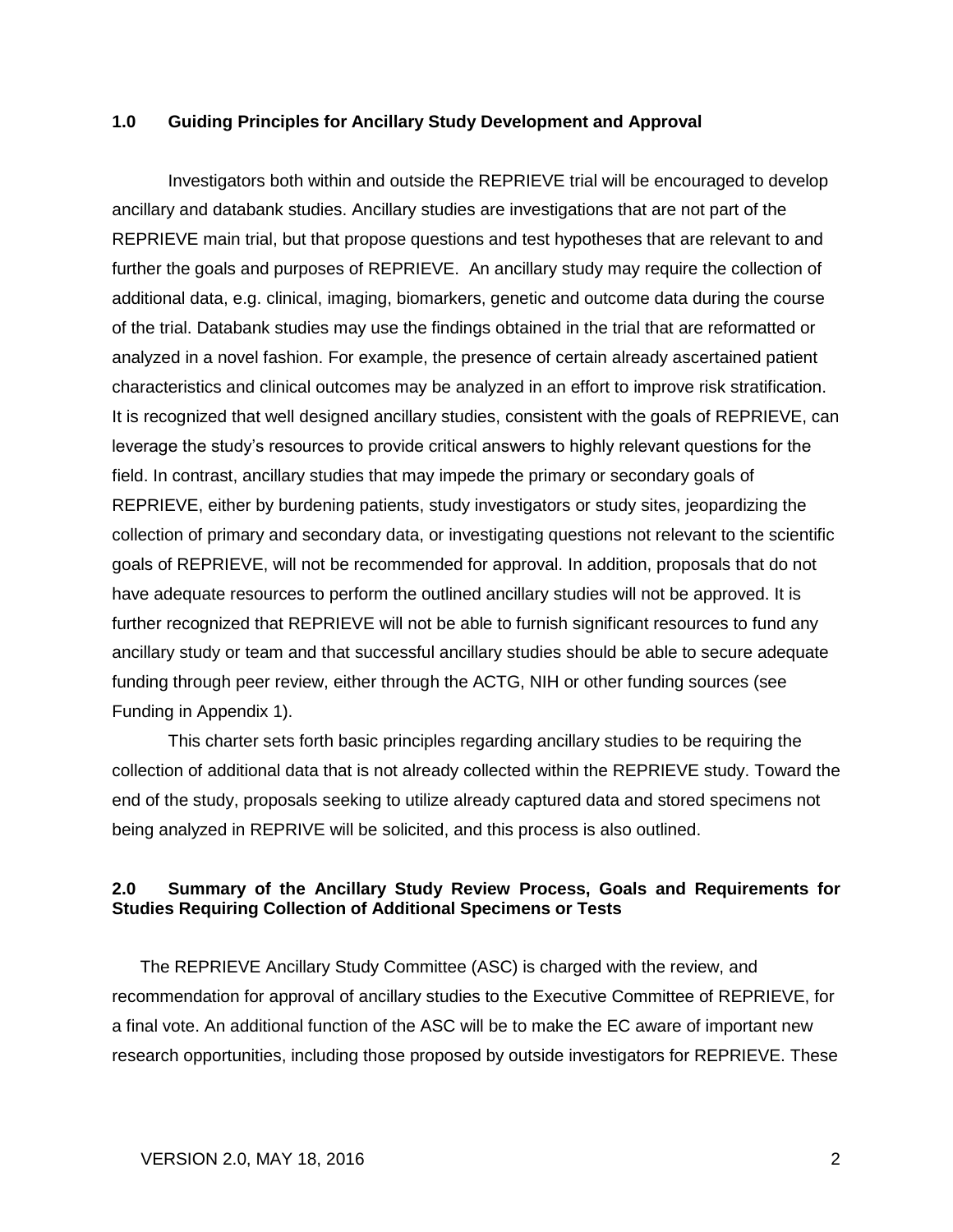## 1.0 Guiding Principles for Ancillary Study Development and Approval

Investigators both within and outside the REPRIEVE trial will be encouraged to develop ancillary and databank studies. Ancillary studies are investigations that are not part of the REPRIEVE main trial, but that propose questions and test hypotheses that are relevant to and further the goals and purposes of REPRIEVE. An ancillary study may require the collection of additional data, e.g. clinical, imaging, biomarkers, genetic and outcome data during the course of the trial. Databank studies may use the findings obtained in the trial that are reformatted or analyzed in a novel fashion. For example, the presence of certain already ascertained patient characteristics and clinical outcomes may be analyzed in an effort to improve risk stratification. It is recognized that well designed ancillary studies, consistent with the goals of REPRIEVE, can leverage the study's resources to provide critical answers to highly relevant questions for the field. In contrast, ancillary studies that may impede the primary or secondary goals of REPRIEVE, either by burdening patients, study investigators or study sites, jeopardizing the collection of primary and secondary data, or investigating questions not relevant to the scientific goals of REPRIEVE, will not be recommended for approval. In addition, proposals that do not have adequate resources to perform the outlined ancillary studies will not be approved. It is further recognized that REPRIEVE will not be able to furnish significant resources to fund any ancillary study or team and that successful ancillary studies should be able to secure adequate funding through peer review, either through the ACTG, NIH or other funding sources (see Funding in Appendix 1).

This charter sets forth basic principles regarding ancillary studies to be requiring the collection of additional data that is not already collected within the REPRIEVE study. Toward the end of the study, proposals seeking to utilize already captured data and stored specimens not being analyzed in REPRIVE will be solicited, and this process is also outlined.

## 2.0 Summary of the Ancillary Study Review Process, Goals and Requirements for Studies Requiring Collection of Additional Specimens or Tests

The REPRIEVE Ancillary Study Committee (ASC) is charged with the review, and recommendation for approval of ancillary studies to the Executive Committee of REPRIEVE, for a final vote. An additional function of the ASC will be to make the EC aware of important new research opportunities, including those proposed by outside investigators for REPRIEVE. These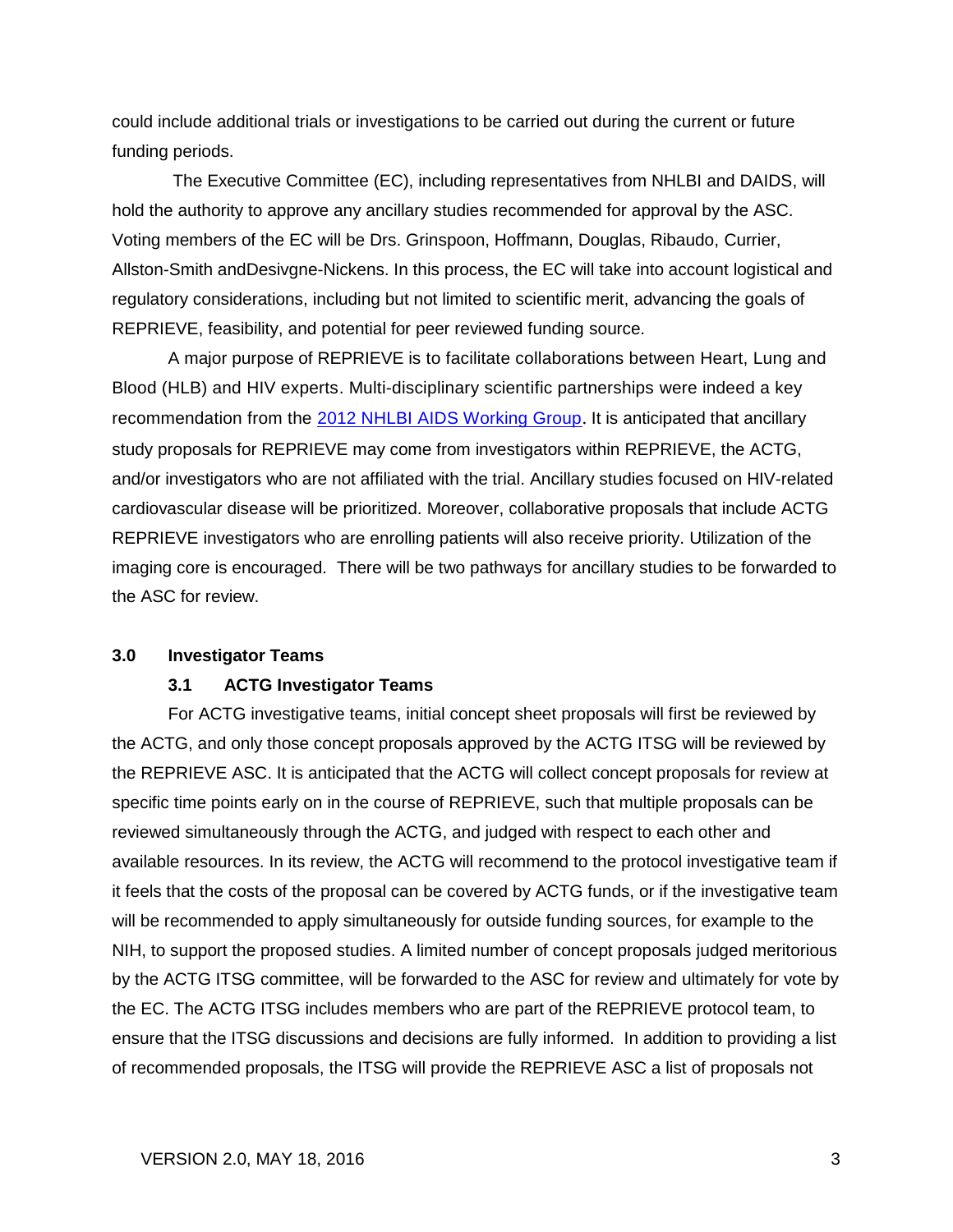could include additional trials or investigations to be carried out during the current or future funding periods.

The Executive Committee (EC), including representatives from NHLBI and DAIDS, will hold the authority to approve any ancillary studies recommended for approval by the ASC. Voting members of the EC will be Drs. Grinspoon, Hoffmann, Douglas, Ribaudo, Currier, Allston-Smith andDesivgne-Nickens. In this process, the EC will take into account logistical and regulatory considerations, including but not limited to scientific merit, advancing the goals of REPRIEVE, feasibility, and potential for peer reviewed funding source.

A major purpose of REPRIEVE is to facilitate collaborations between Heart, Lung and Blood (HLB) and HIV experts. Multi-disciplinary scientific partnerships were indeed a key recommendation from the 2012 NHLBI AIDS Working Group. It is anticipated that ancillary study proposals for REPRIEVE may come from investigators within REPRIEVE, the ACTG, and/or investigators who are not affiliated with the trial. Ancillary studies focused on HIV-related cardiovascular disease will be prioritized. Moreover, collaborative proposals that include ACTG REPRIEVE investigators who are enrolling patients will also receive priority. Utilization of the imaging core is encouraged. There will be two pathways for ancillary studies to be forwarded to the ASC for review.

## 3.0 Investigator Teams

### 3.1 ACTG Investigator Teams

For ACTG investigative teams, initial concept sheet proposals will first be reviewed by the ACTG, and only those concept proposals approved by the ACTG ITSG will be reviewed by the REPRIEVE ASC. It is anticipated that the ACTG will collect concept proposals for review at specific time points early on in the course of REPRIEVE, such that multiple proposals can be reviewed simultaneously through the ACTG, and judged with respect to each other and available resources. In its review, the ACTG will recommend to the protocol investigative team if it feels that the costs of the proposal can be covered by ACTG funds, or if the investigative team will be recommended to apply simultaneously for outside funding sources, for example to the NIH, to support the proposed studies. A limited number of concept proposals judged meritorious by the ACTG ITSG committee, will be forwarded to the ASC for review and ultimately for vote by the EC. The ACTG ITSG includes members who are part of the REPRIEVE protocol team, to ensure that the ITSG discussions and decisions are fully informed. In addition to providing a list of recommended proposals, the ITSG will provide the REPRIEVE ASC a list of proposals not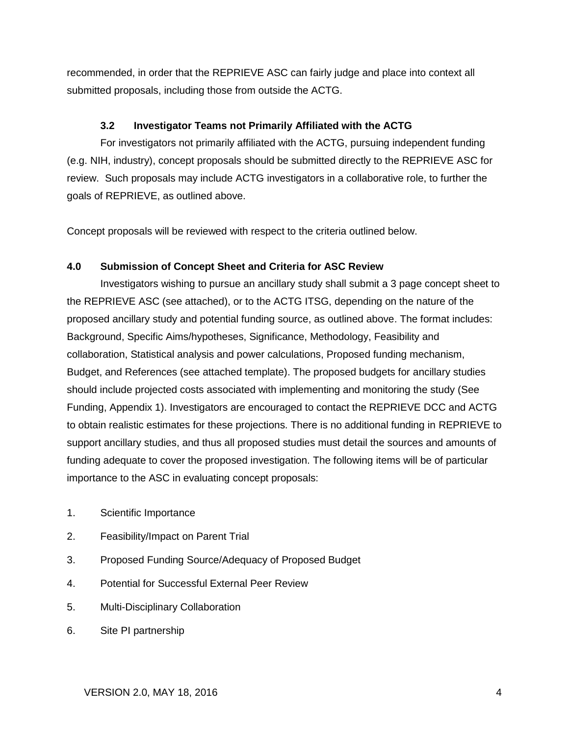recommended, in order that the REPRIEVE ASC can fairly judge and place into context all submitted proposals, including those from outside the ACTG.

### 3.2 Investigator Teams not Primarily Affiliated with the ACTG

For investigators not primarily affiliated with the ACTG, pursuing independent funding (e.g. NIH, industry), concept proposals should be submitted directly to the REPRIEVE ASC for review. Such proposals may include ACTG investigators in a collaborative role, to further the goals of REPRIEVE, as outlined above.

Concept proposals will be reviewed with respect to the criteria outlined below.

## 4.0 Submission of Concept Sheet and Criteria for ASC Review

Investigators wishing to pursue an ancillary study shall submit a 3 page concept sheet to the REPRIEVE ASC (see attached), or to the ACTG ITSG, depending on the nature of the proposed ancillary study and potential funding source, as outlined above. The format includes: Background, Specific Aims/hypotheses, Significance, Methodology, Feasibility and collaboration, Statistical analysis and power calculations, Proposed funding mechanism, Budget, and References (see attached template). The proposed budgets for ancillary studies should include projected costs associated with implementing and monitoring the study (See Funding, Appendix 1). Investigators are encouraged to contact the REPRIEVE DCC and ACTG to obtain realistic estimates for these projections. There is no additional funding in REPRIEVE to support ancillary studies, and thus all proposed studies must detail the sources and amounts of funding adequate to cover the proposed investigation. The following items will be of particular importance to the ASC in evaluating concept proposals:

1. Scientific Importance
2. Feasibility/Impact on Parent Trial
3. Proposed Funding Source/Adequacy of Proposed Budget
4. Potential for Successful External Peer Review
5. Multi-Disciplinary Collaboration
6. Site PI partnership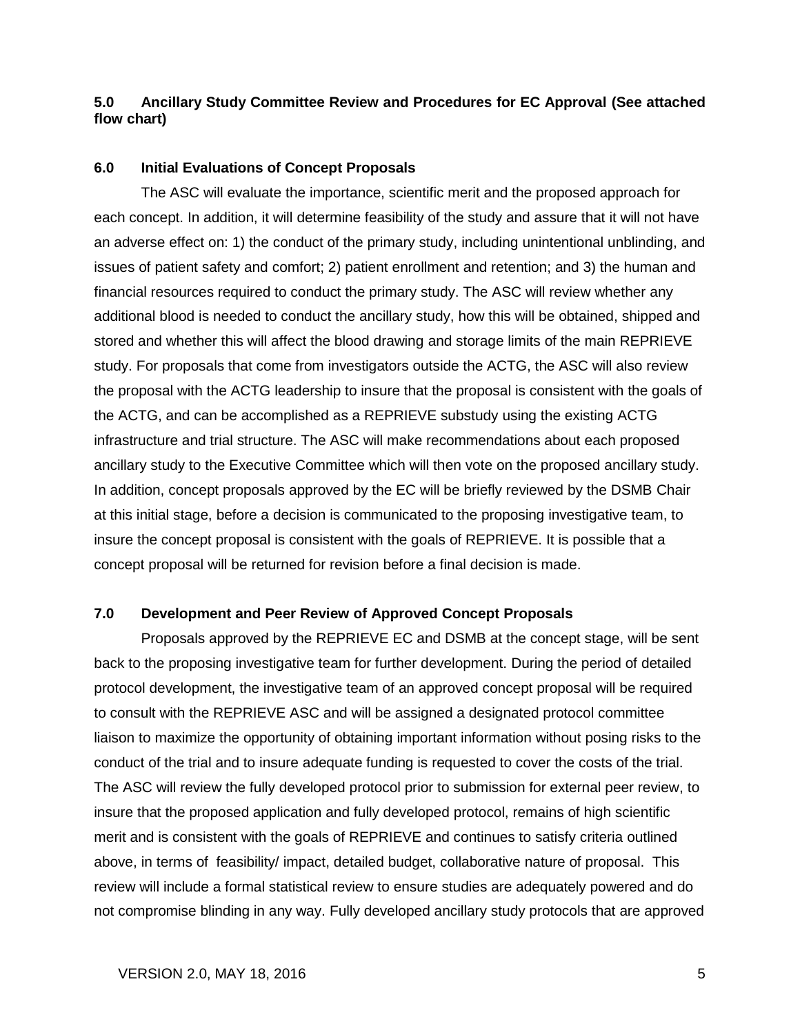## 5.0 Ancillary Study Committee Review and Procedures for EC Approval (See attached flow chart)

## 6.0 Initial Evaluations of Concept Proposals

The ASC will evaluate the importance, scientific merit and the proposed approach for each concept. In addition, it will determine feasibility of the study and assure that it will not have an adverse effect on: 1) the conduct of the primary study, including unintentional unblinding, and issues of patient safety and comfort; 2) patient enrollment and retention; and 3) the human and financial resources required to conduct the primary study. The ASC will review whether any additional blood is needed to conduct the ancillary study, how this will be obtained, shipped and stored and whether this will affect the blood drawing and storage limits of the main REPRIEVE study. For proposals that come from investigators outside the ACTG, the ASC will also review the proposal with the ACTG leadership to insure that the proposal is consistent with the goals of the ACTG, and can be accomplished as a REPRIEVE substudy using the existing ACTG infrastructure and trial structure. The ASC will make recommendations about each proposed ancillary study to the Executive Committee which will then vote on the proposed ancillary study. In addition, concept proposals approved by the EC will be briefly reviewed by the DSMB Chair at this initial stage, before a decision is communicated to the proposing investigative team, to insure the concept proposal is consistent with the goals of REPRIEVE. It is possible that a concept proposal will be returned for revision before a final decision is made.

## 7.0 Development and Peer Review of Approved Concept Proposals

Proposals approved by the REPRIEVE EC and DSMB at the concept stage, will be sent back to the proposing investigative team for further development. During the period of detailed protocol development, the investigative team of an approved concept proposal will be required to consult with the REPRIEVE ASC and will be assigned a designated protocol committee liaison to maximize the opportunity of obtaining important information without posing risks to the conduct of the trial and to insure adequate funding is requested to cover the costs of the trial. The ASC will review the fully developed protocol prior to submission for external peer review, to insure that the proposed application and fully developed protocol, remains of high scientific merit and is consistent with the goals of REPRIEVE and continues to satisfy criteria outlined above, in terms of feasibility/ impact, detailed budget, collaborative nature of proposal. This review will include a formal statistical review to ensure studies are adequately powered and do not compromise blinding in any way. Fully developed ancillary study protocols that are approved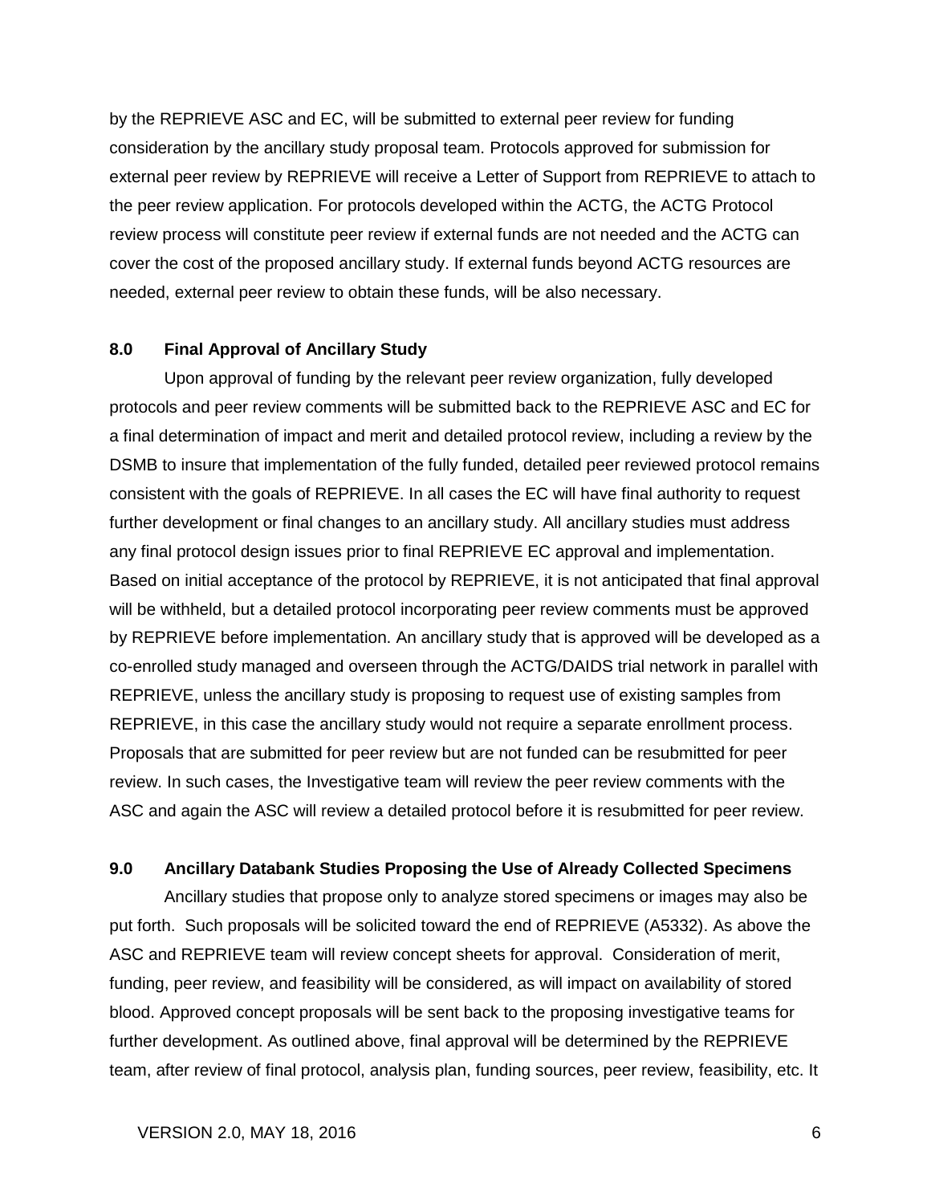by the REPRIEVE ASC and EC, will be submitted to external peer review for funding consideration by the ancillary study proposal team. Protocols approved for submission for external peer review by REPRIEVE will receive a Letter of Support from REPRIEVE to attach to the peer review application. For protocols developed within the ACTG, the ACTG Protocol review process will constitute peer review if external funds are not needed and the ACTG can cover the cost of the proposed ancillary study. If external funds beyond ACTG resources are needed, external peer review to obtain these funds, will be also necessary.

## 8.0 Final Approval of Ancillary Study

Upon approval of funding by the relevant peer review organization, fully developed protocols and peer review comments will be submitted back to the REPRIEVE ASC and EC for a final determination of impact and merit and detailed protocol review, including a review by the DSMB to insure that implementation of the fully funded, detailed peer reviewed protocol remains consistent with the goals of REPRIEVE. In all cases the EC will have final authority to request further development or final changes to an ancillary study. All ancillary studies must address any final protocol design issues prior to final REPRIEVE EC approval and implementation. Based on initial acceptance of the protocol by REPRIEVE, it is not anticipated that final approval will be withheld, but a detailed protocol incorporating peer review comments must be approved by REPRIEVE before implementation. An ancillary study that is approved will be developed as a co-enrolled study managed and overseen through the ACTG/DAIDS trial network in parallel with REPRIEVE, unless the ancillary study is proposing to request use of existing samples from REPRIEVE, in this case the ancillary study would not require a separate enrollment process. Proposals that are submitted for peer review but are not funded can be resubmitted for peer review. In such cases, the Investigative team will review the peer review comments with the ASC and again the ASC will review a detailed protocol before it is resubmitted for peer review.

## 9.0 Ancillary Databank Studies Proposing the Use of Already Collected Specimens

Ancillary studies that propose only to analyze stored specimens or images may also be put forth. Such proposals will be solicited toward the end of REPRIEVE (A5332). As above the ASC and REPRIEVE team will review concept sheets for approval. Consideration of merit, funding, peer review, and feasibility will be considered, as will impact on availability of stored blood. Approved concept proposals will be sent back to the proposing investigative teams for further development. As outlined above, final approval will be determined by the REPRIEVE team, after review of final protocol, analysis plan, funding sources, peer review, feasibility, etc. It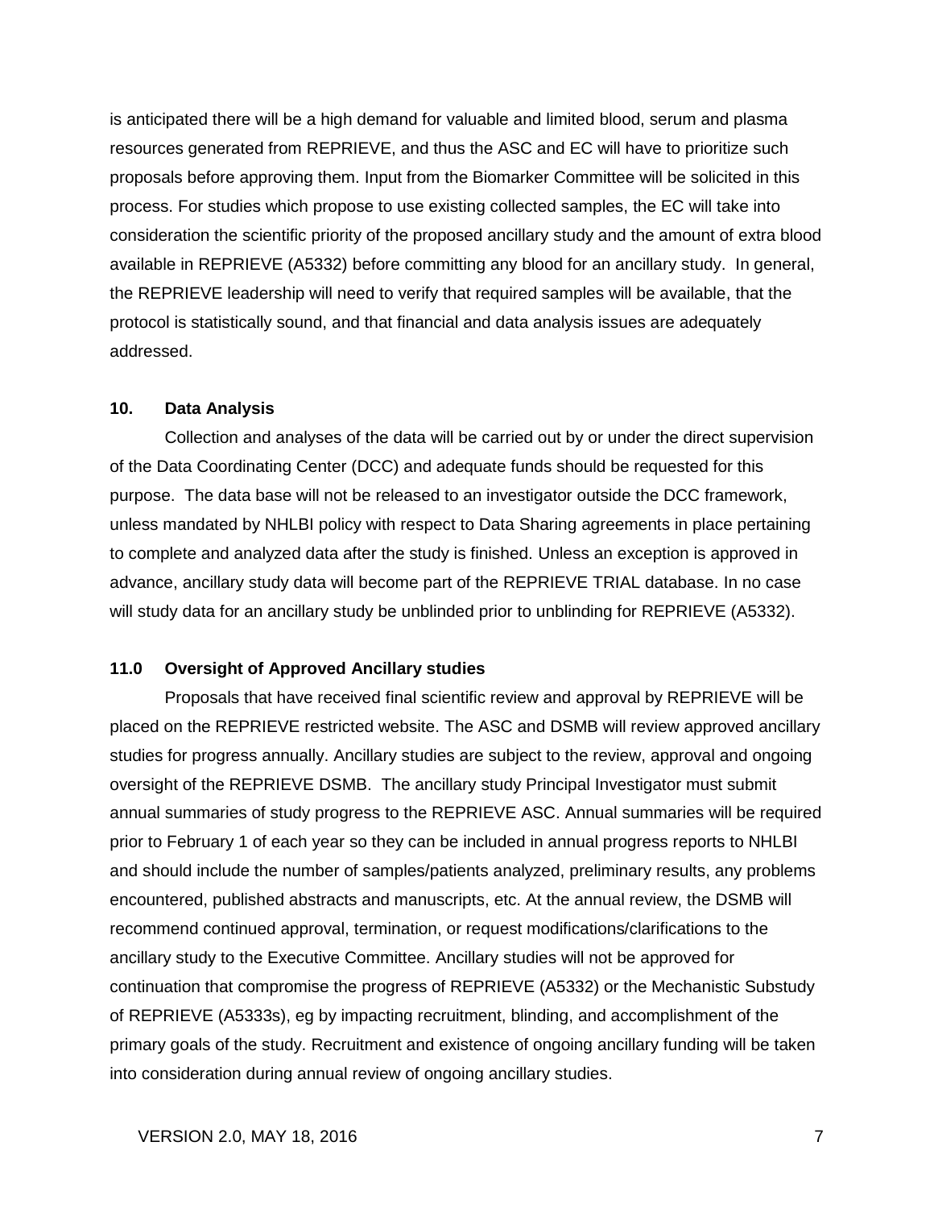is anticipated there will be a high demand for valuable and limited blood, serum and plasma resources generated from REPRIEVE, and thus the ASC and EC will have to prioritize such proposals before approving them. Input from the Biomarker Committee will be solicited in this process. For studies which propose to use existing collected samples, the EC will take into consideration the scientific priority of the proposed ancillary study and the amount of extra blood available in REPRIEVE (A5332) before committing any blood for an ancillary study. In general, the REPRIEVE leadership will need to verify that required samples will be available, that the protocol is statistically sound, and that financial and data analysis issues are adequately addressed.

**10. Data Analysis**

Collection and analyses of the data will be carried out by or under the direct supervision of the Data Coordinating Center (DCC) and adequate funds should be requested for this purpose. The data base will not be released to an investigator outside the DCC framework, unless mandated by NHLBI policy with respect to Data Sharing agreements in place pertaining to complete and analyzed data after the study is finished. Unless an exception is approved in advance, ancillary study data will become part of the REPRIEVE TRIAL database. In no case will study data for an ancillary study be unblinded prior to unblinding for REPRIEVE (A5332).

**11.0 Oversight of Approved Ancillary studies**

Proposals that have received final scientific review and approval by REPRIEVE will be placed on the REPRIEVE restricted website. The ASC and DSMB will review approved ancillary studies for progress annually. Ancillary studies are subject to the review, approval and ongoing oversight of the REPRIEVE DSMB. The ancillary study Principal Investigator must submit annual summaries of study progress to the REPRIEVE ASC. Annual summaries will be required prior to February 1 of each year so they can be included in annual progress reports to NHLBI and should include the number of samples/patients analyzed, preliminary results, any problems encountered, published abstracts and manuscripts, etc. At the annual review, the DSMB will recommend continued approval, termination, or request modifications/clarifications to the ancillary study to the Executive Committee. Ancillary studies will not be approved for continuation that compromise the progress of REPRIEVE (A5332) or the Mechanistic Substudy of REPRIEVE (A5333s), eg by impacting recruitment, blinding, and accomplishment of the primary goals of the study. Recruitment and existence of ongoing ancillary funding will be taken into consideration during annual review of ongoing ancillary studies.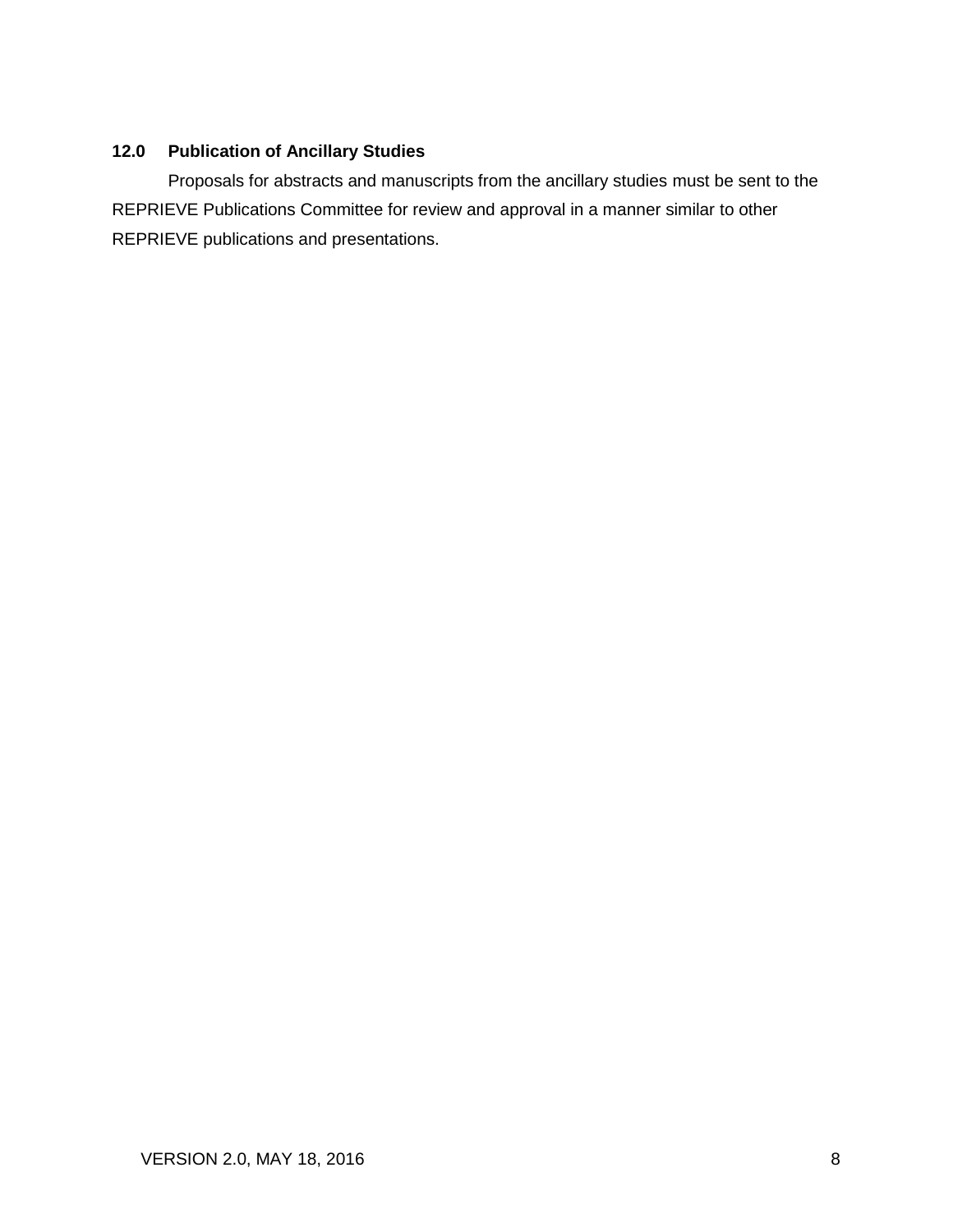## 12.0 Publication of Ancillary Studies

Proposals for abstracts and manuscripts from the ancillary studies must be sent to the REPRIEVE Publications Committee for review and approval in a manner similar to other REPRIEVE publications and presentations.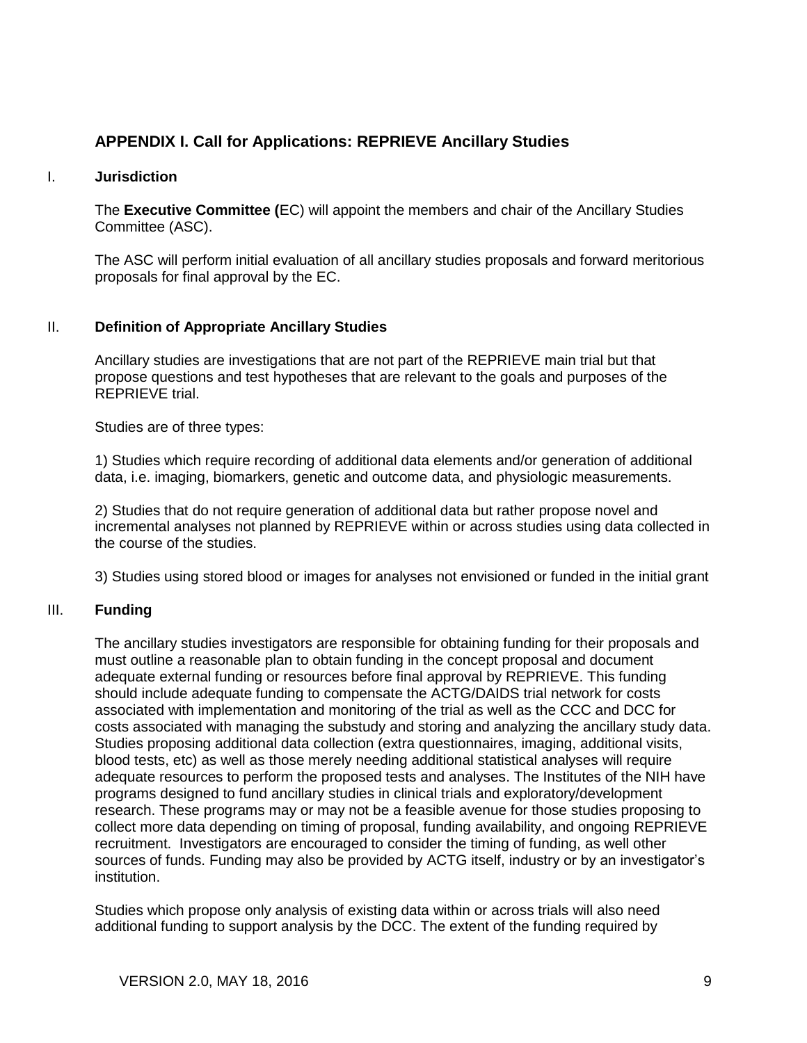## APPENDIX I. Call for Applications: REPRIEVE Ancillary Studies

### I. Jurisdiction

The **Executive Committee (**EC) will appoint the members and chair of the Ancillary Studies Committee (ASC).

The ASC will perform initial evaluation of all ancillary studies proposals and forward meritorious proposals for final approval by the EC.

### II. Definition of Appropriate Ancillary Studies

Ancillary studies are investigations that are not part of the REPRIEVE main trial but that propose questions and test hypotheses that are relevant to the goals and purposes of the REPRIEVE trial.

Studies are of three types:

1) Studies which require recording of additional data elements and/or generation of additional data, i.e. imaging, biomarkers, genetic and outcome data, and physiologic measurements.

2) Studies that do not require generation of additional data but rather propose novel and incremental analyses not planned by REPRIEVE within or across studies using data collected in the course of the studies.

3) Studies using stored blood or images for analyses not envisioned or funded in the initial grant

### III. Funding

The ancillary studies investigators are responsible for obtaining funding for their proposals and must outline a reasonable plan to obtain funding in the concept proposal and document adequate external funding or resources before final approval by REPRIEVE. This funding should include adequate funding to compensate the ACTG/DAIDS trial network for costs associated with implementation and monitoring of the trial as well as the CCC and DCC for costs associated with managing the substudy and storing and analyzing the ancillary study data. Studies proposing additional data collection (extra questionnaires, imaging, additional visits, blood tests, etc) as well as those merely needing additional statistical analyses will require adequate resources to perform the proposed tests and analyses. The Institutes of the NIH have programs designed to fund ancillary studies in clinical trials and exploratory/development research. These programs may or may not be a feasible avenue for those studies proposing to collect more data depending on timing of proposal, funding availability, and ongoing REPRIEVE recruitment. Investigators are encouraged to consider the timing of funding, as well other sources of funds. Funding may also be provided by ACTG itself, industry or by an investigator's institution.

Studies which propose only analysis of existing data within or across trials will also need additional funding to support analysis by the DCC. The extent of the funding required by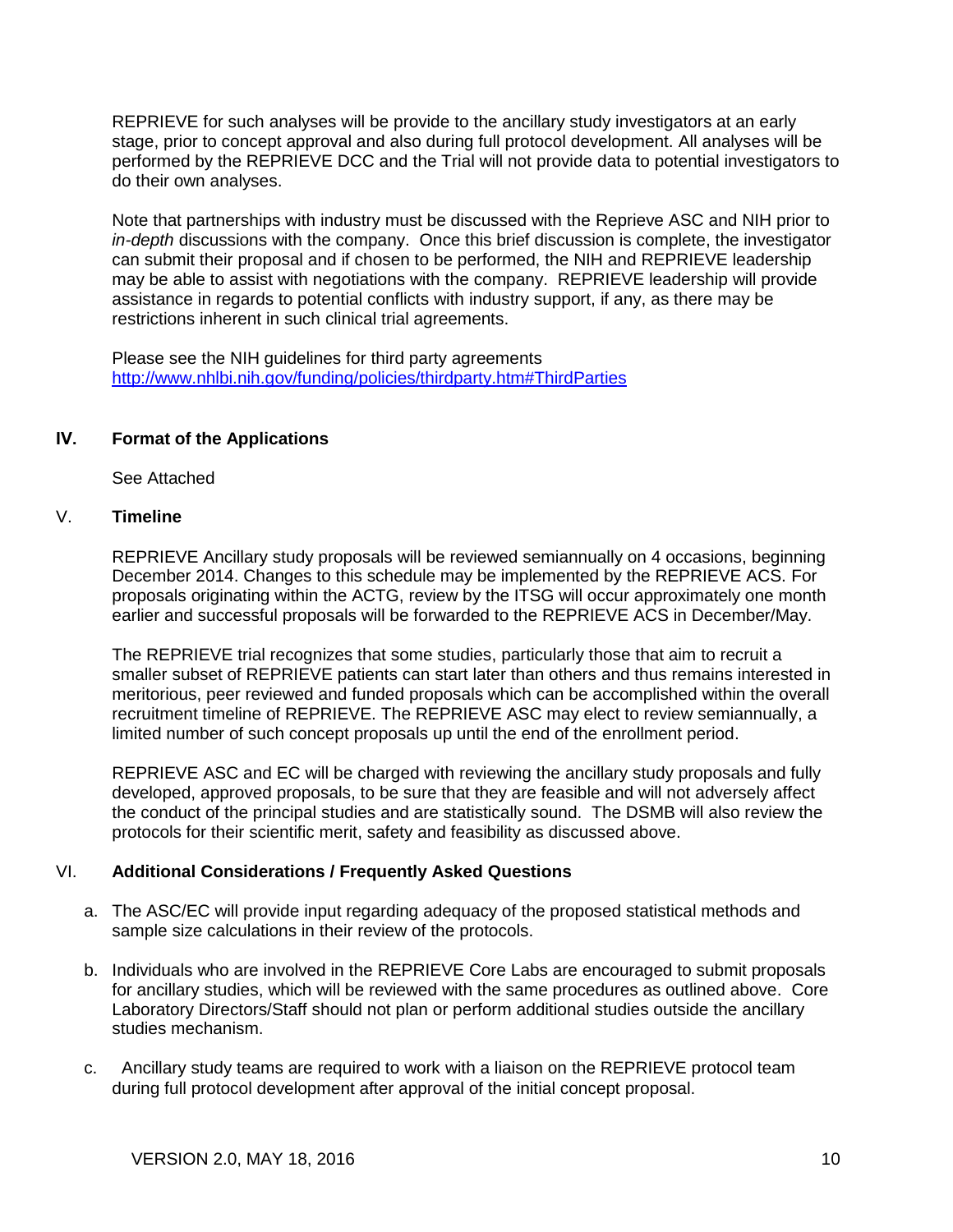REPRIEVE for such analyses will be provide to the ancillary study investigators at an early stage, prior to concept approval and also during full protocol development. All analyses will be performed by the REPRIEVE DCC and the Trial will not provide data to potential investigators to do their own analyses.

Note that partnerships with industry must be discussed with the Reprieve ASC and NIH prior to *in-depth* discussions with the company. Once this brief discussion is complete, the investigator can submit their proposal and if chosen to be performed, the NIH and REPRIEVE leadership may be able to assist with negotiations with the company. REPRIEVE leadership will provide assistance in regards to potential conflicts with industry support, if any, as there may be restrictions inherent in such clinical trial agreements.

Please see the NIH guidelines for third party agreements
http://www.nhlbi.nih.gov/funding/policies/thirdparty.htm#ThirdParties

## IV. Format of the Applications

See Attached

## V. Timeline

REPRIEVE Ancillary study proposals will be reviewed semiannually on 4 occasions, beginning December 2014. Changes to this schedule may be implemented by the REPRIEVE ACS. For proposals originating within the ACTG, review by the ITSG will occur approximately one month earlier and successful proposals will be forwarded to the REPRIEVE ACS in December/May.

The REPRIEVE trial recognizes that some studies, particularly those that aim to recruit a smaller subset of REPRIEVE patients can start later than others and thus remains interested in meritorious, peer reviewed and funded proposals which can be accomplished within the overall recruitment timeline of REPRIEVE. The REPRIEVE ASC may elect to review semiannually, a limited number of such concept proposals up until the end of the enrollment period.

REPRIEVE ASC and EC will be charged with reviewing the ancillary study proposals and fully developed, approved proposals, to be sure that they are feasible and will not adversely affect the conduct of the principal studies and are statistically sound. The DSMB will also review the protocols for their scientific merit, safety and feasibility as discussed above.

## VI. Additional Considerations / Frequently Asked Questions

a. The ASC/EC will provide input regarding adequacy of the proposed statistical methods and sample size calculations in their review of the protocols.

b. Individuals who are involved in the REPRIEVE Core Labs are encouraged to submit proposals for ancillary studies, which will be reviewed with the same procedures as outlined above. Core Laboratory Directors/Staff should not plan or perform additional studies outside the ancillary studies mechanism.

c. Ancillary study teams are required to work with a liaison on the REPRIEVE protocol team during full protocol development after approval of the initial concept proposal.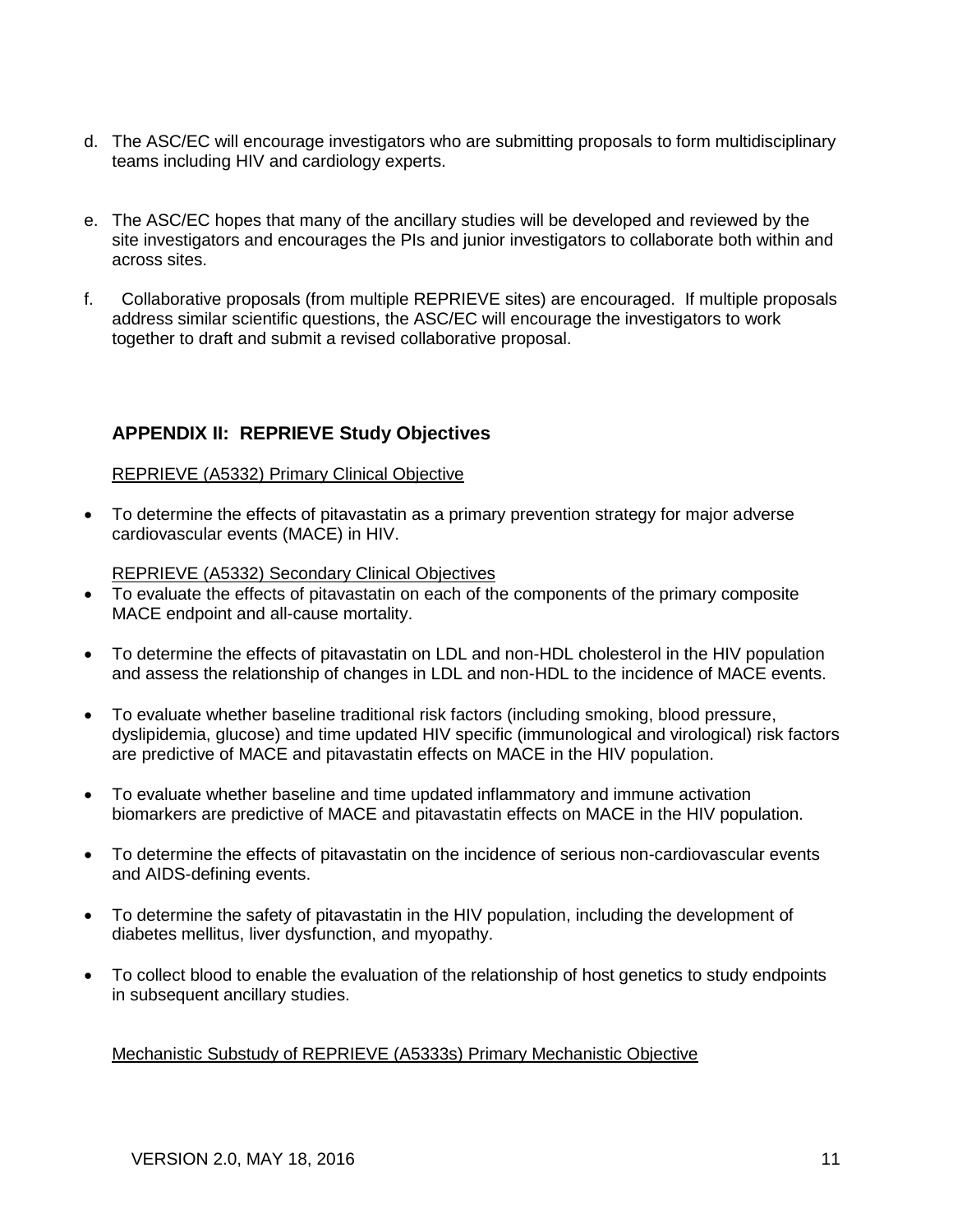d. The ASC/EC will encourage investigators who are submitting proposals to form multidisciplinary teams including HIV and cardiology experts.

e. The ASC/EC hopes that many of the ancillary studies will be developed and reviewed by the site investigators and encourages the PIs and junior investigators to collaborate both within and across sites.

f. Collaborative proposals (from multiple REPRIEVE sites) are encouraged. If multiple proposals address similar scientific questions, the ASC/EC will encourage the investigators to work together to draft and submit a revised collaborative proposal.

## APPENDIX II: REPRIEVE Study Objectives

REPRIEVE (A5332) Primary Clinical Objective

- To determine the effects of pitavastatin as a primary prevention strategy for major adverse cardiovascular events (MACE) in HIV.

REPRIEVE (A5332) Secondary Clinical Objectives

- To evaluate the effects of pitavastatin on each of the components of the primary composite MACE endpoint and all-cause mortality.
- To determine the effects of pitavastatin on LDL and non-HDL cholesterol in the HIV population and assess the relationship of changes in LDL and non-HDL to the incidence of MACE events.
- To evaluate whether baseline traditional risk factors (including smoking, blood pressure, dyslipidemia, glucose) and time updated HIV specific (immunological and virological) risk factors are predictive of MACE and pitavastatin effects on MACE in the HIV population.
- To evaluate whether baseline and time updated inflammatory and immune activation biomarkers are predictive of MACE and pitavastatin effects on MACE in the HIV population.
- To determine the effects of pitavastatin on the incidence of serious non-cardiovascular events and AIDS-defining events.
- To determine the safety of pitavastatin in the HIV population, including the development of diabetes mellitus, liver dysfunction, and myopathy.
- To collect blood to enable the evaluation of the relationship of host genetics to study endpoints in subsequent ancillary studies.

Mechanistic Substudy of REPRIEVE (A5333s) Primary Mechanistic Objective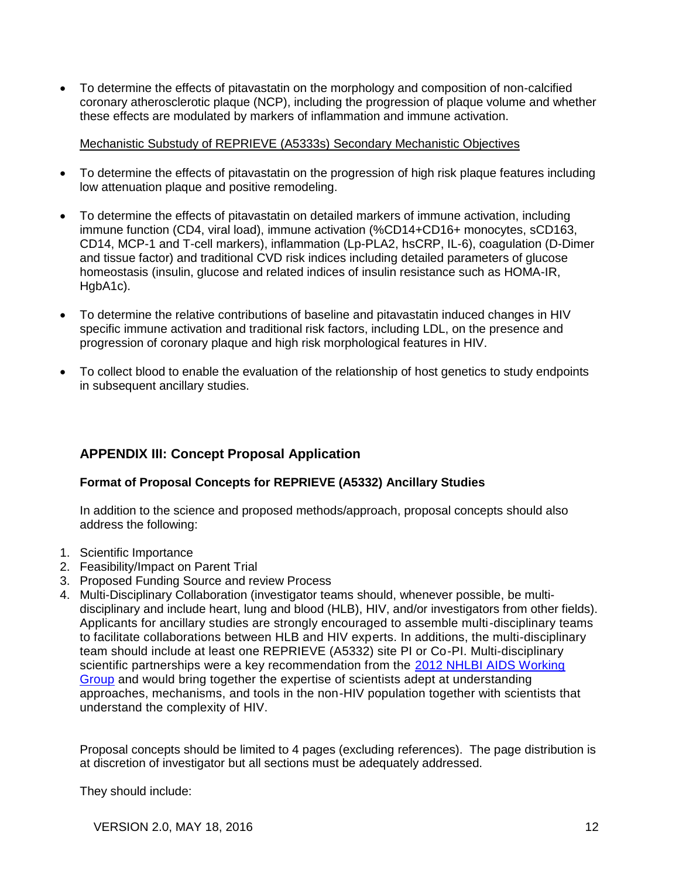- To determine the effects of pitavastatin on the morphology and composition of non-calcified coronary atherosclerotic plaque (NCP), including the progression of plaque volume and whether these effects are modulated by markers of inflammation and immune activation.

Mechanistic Substudy of REPRIEVE (A5333s) Secondary Mechanistic Objectives

- To determine the effects of pitavastatin on the progression of high risk plaque features including low attenuation plaque and positive remodeling.
- To determine the effects of pitavastatin on detailed markers of immune activation, including immune function (CD4, viral load), immune activation (%CD14+CD16+ monocytes, sCD163, CD14, MCP-1 and T-cell markers), inflammation (Lp-PLA2, hsCRP, IL-6), coagulation (D-Dimer and tissue factor) and traditional CVD risk indices including detailed parameters of glucose homeostasis (insulin, glucose and related indices of insulin resistance such as HOMA-IR, HgbA1c).
- To determine the relative contributions of baseline and pitavastatin induced changes in HIV specific immune activation and traditional risk factors, including LDL, on the presence and progression of coronary plaque and high risk morphological features in HIV.
- To collect blood to enable the evaluation of the relationship of host genetics to study endpoints in subsequent ancillary studies.

## APPENDIX III: Concept Proposal Application

### Format of Proposal Concepts for REPRIEVE (A5332) Ancillary Studies

In addition to the science and proposed methods/approach, proposal concepts should also address the following:

1. Scientific Importance
2. Feasibility/Impact on Parent Trial
3. Proposed Funding Source and review Process
4. Multi-Disciplinary Collaboration (investigator teams should, whenever possible, be multi-disciplinary and include heart, lung and blood (HLB), HIV, and/or investigators from other fields). Applicants for ancillary studies are strongly encouraged to assemble multi-disciplinary teams to facilitate collaborations between HLB and HIV experts. In additions, the multi-disciplinary team should include at least one REPRIEVE (A5332) site PI or Co-PI. Multi-disciplinary scientific partnerships were a key recommendation from the 2012 NHLBI AIDS Working Group and would bring together the expertise of scientists adept at understanding approaches, mechanisms, and tools in the non-HIV population together with scientists that understand the complexity of HIV.

Proposal concepts should be limited to 4 pages (excluding references). The page distribution is at discretion of investigator but all sections must be adequately addressed.

They should include: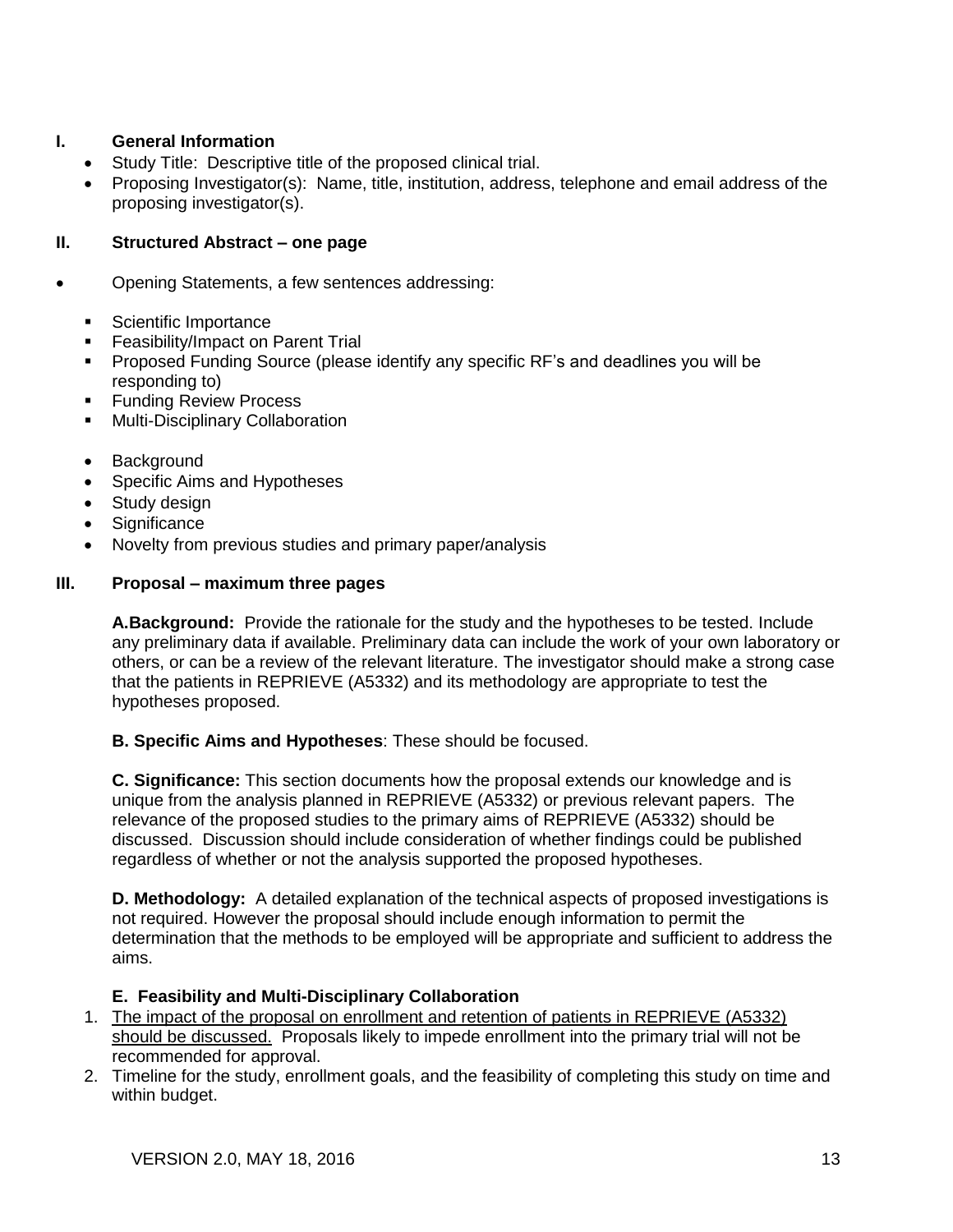## I. General Information

- Study Title: Descriptive title of the proposed clinical trial.
- Proposing Investigator(s): Name, title, institution, address, telephone and email address of the proposing investigator(s).

## II. Structured Abstract – one page

- Opening Statements, a few sentences addressing:
  - Scientific Importance
  - Feasibility/Impact on Parent Trial
  - Proposed Funding Source (please identify any specific RF's and deadlines you will be responding to)
  - Funding Review Process
  - Multi-Disciplinary Collaboration
- Background
- Specific Aims and Hypotheses
- Study design
- Significance
- Novelty from previous studies and primary paper/analysis

## III. Proposal – maximum three pages

**A.Background:** Provide the rationale for the study and the hypotheses to be tested. Include any preliminary data if available. Preliminary data can include the work of your own laboratory or others, or can be a review of the relevant literature. The investigator should make a strong case that the patients in REPRIEVE (A5332) and its methodology are appropriate to test the hypotheses proposed.

**B. Specific Aims and Hypotheses**: These should be focused.

**C. Significance:** This section documents how the proposal extends our knowledge and is unique from the analysis planned in REPRIEVE (A5332) or previous relevant papers. The relevance of the proposed studies to the primary aims of REPRIEVE (A5332) should be discussed. Discussion should include consideration of whether findings could be published regardless of whether or not the analysis supported the proposed hypotheses.

**D. Methodology:** A detailed explanation of the technical aspects of proposed investigations is not required. However the proposal should include enough information to permit the determination that the methods to be employed will be appropriate and sufficient to address the aims.

**E. Feasibility and Multi-Disciplinary Collaboration**

1. <u>The impact of the proposal on enrollment and retention of patients in REPRIEVE (A5332) should be discussed.</u> Proposals likely to impede enrollment into the primary trial will not be recommended for approval.
2. Timeline for the study, enrollment goals, and the feasibility of completing this study on time and within budget.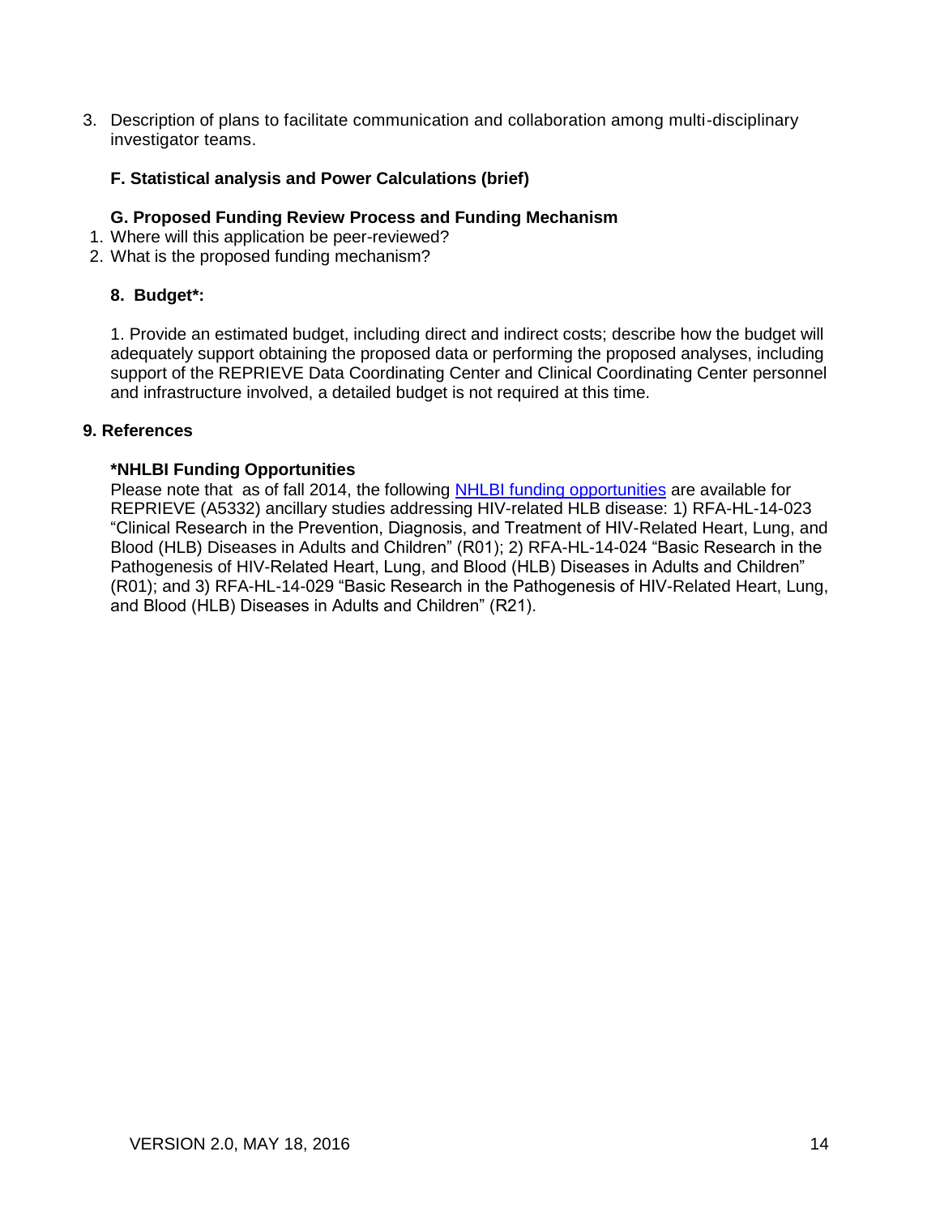3. Description of plans to facilitate communication and collaboration among multi-disciplinary investigator teams.

**F. Statistical analysis and Power Calculations (brief)**

**G. Proposed Funding Review Process and Funding Mechanism**

1. Where will this application be peer-reviewed?
2. What is the proposed funding mechanism?

**8. Budget*:**

1. Provide an estimated budget, including direct and indirect costs; describe how the budget will adequately support obtaining the proposed data or performing the proposed analyses, including support of the REPRIEVE Data Coordinating Center and Clinical Coordinating Center personnel and infrastructure involved, a detailed budget is not required at this time.

**9. References**

***NHLBI Funding Opportunities**

Please note that as of fall 2014, the following NHLBI funding opportunities are available for REPRIEVE (A5332) ancillary studies addressing HIV-related HLB disease: 1) RFA-HL-14-023 "Clinical Research in the Prevention, Diagnosis, and Treatment of HIV-Related Heart, Lung, and Blood (HLB) Diseases in Adults and Children" (R01); 2) RFA-HL-14-024 "Basic Research in the Pathogenesis of HIV-Related Heart, Lung, and Blood (HLB) Diseases in Adults and Children" (R01); and 3) RFA-HL-14-029 "Basic Research in the Pathogenesis of HIV-Related Heart, Lung, and Blood (HLB) Diseases in Adults and Children" (R21).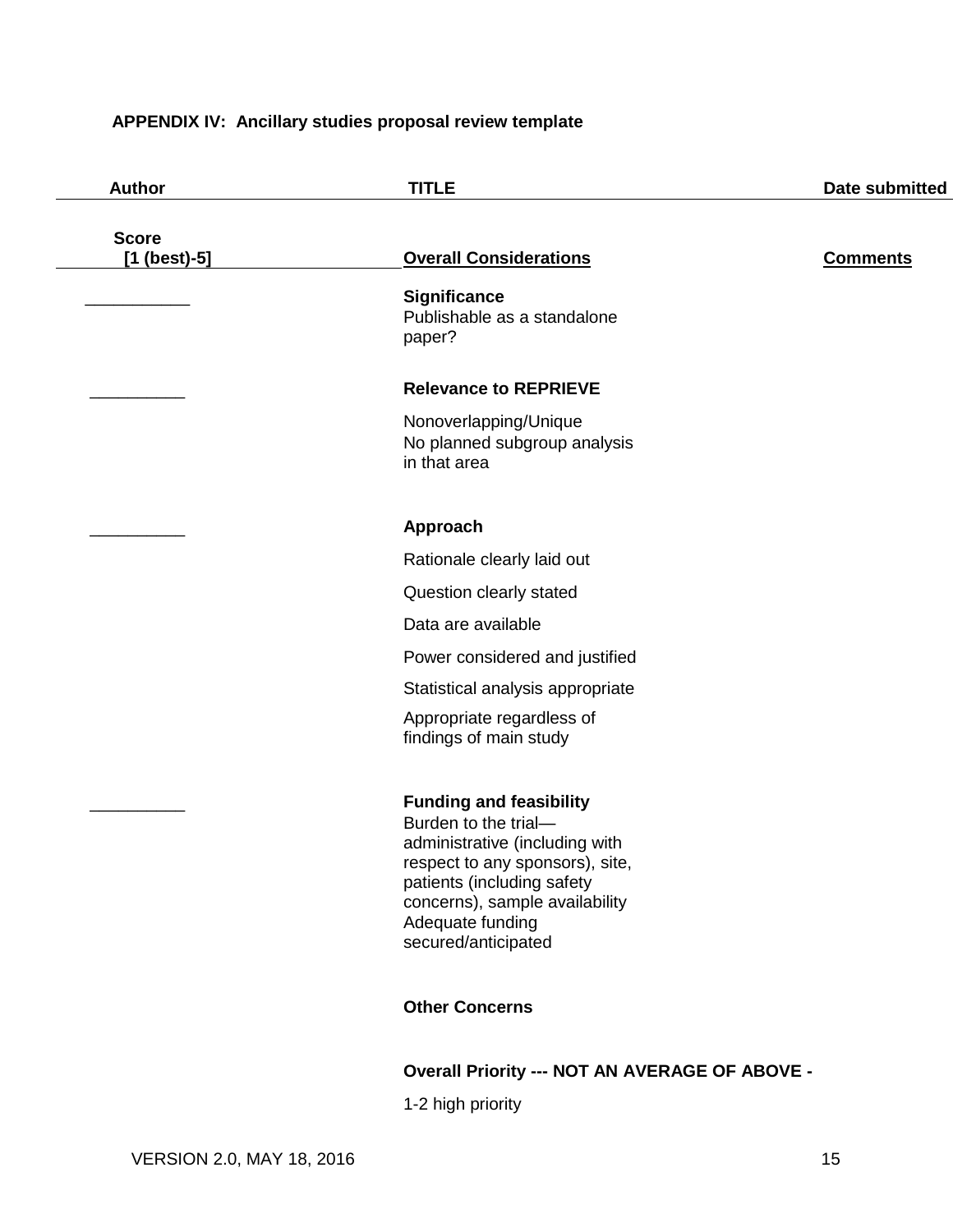**APPENDIX IV: Ancillary studies proposal review template**

| Author | TITLE | Date submitted |
|---|---|---|

| Score [1 (best)-5] | Overall Considerations | Comments |
|---|---|---|
| __________ | **Significance**<br>Publishable as a standalone paper? | |
| __________ | **Relevance to REPRIEVE**<br>Nonoverlapping/Unique<br>No planned subgroup analysis in that area | |
| __________ | **Approach**<br>Rationale clearly laid out<br>Question clearly stated<br>Data are available<br>Power considered and justified<br>Statistical analysis appropriate<br>Appropriate regardless of findings of main study | |
| __________ | **Funding and feasibility**<br>Burden to the trial—administrative (including with respect to any sponsors), site, patients (including safety concerns), sample availability<br>Adequate funding secured/anticipated | |
| | **Other Concerns** | |
| | **Overall Priority --- NOT AN AVERAGE OF ABOVE -**<br>1-2 high priority | |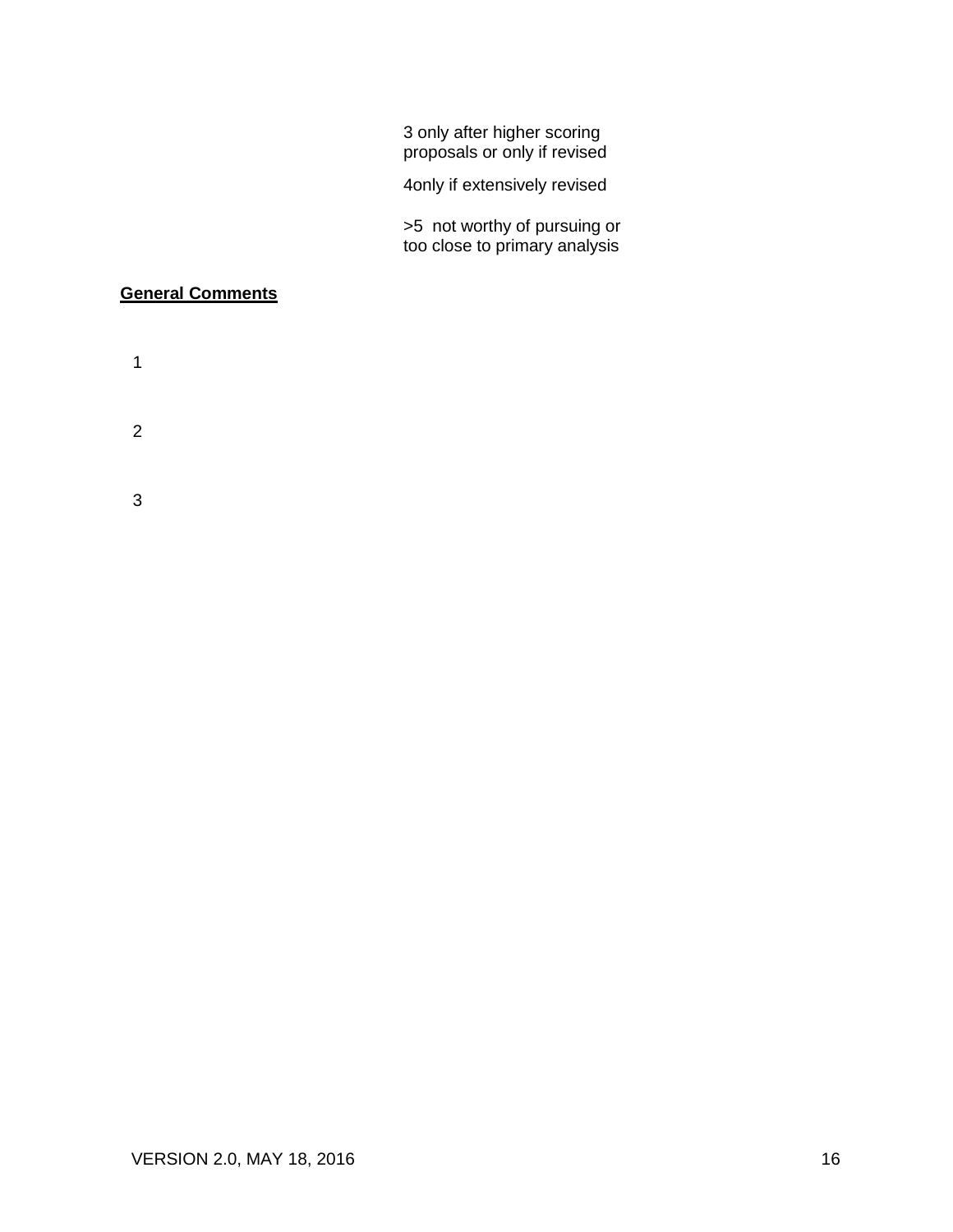3 only after higher scoring proposals or only if revised

4only if extensively revised

>5 not worthy of pursuing or too close to primary analysis

**General Comments**

1

2

3

VERSION 2.0, MAY 18, 2016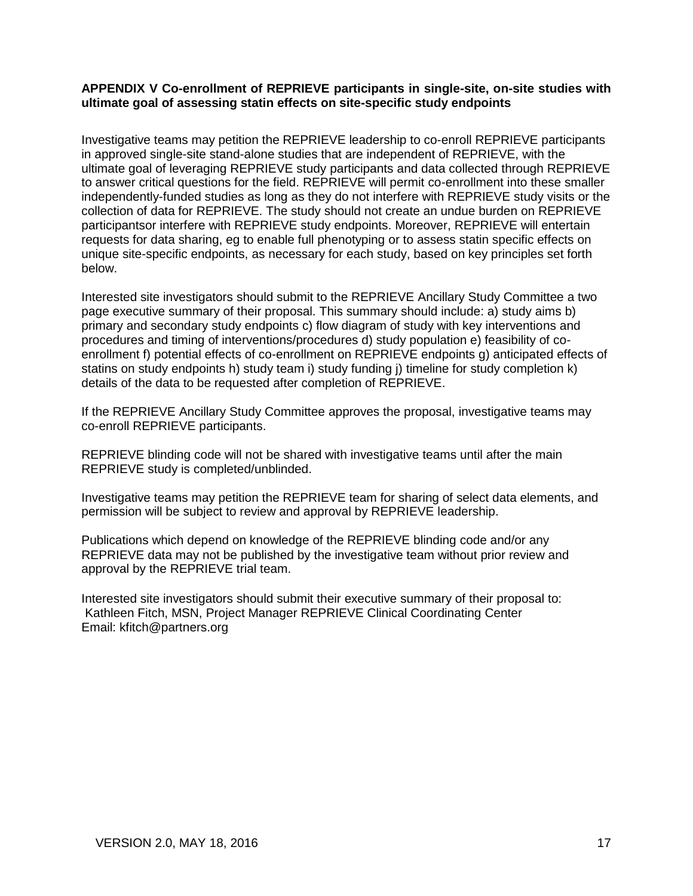**APPENDIX V Co-enrollment of REPRIEVE participants in single-site, on-site studies with ultimate goal of assessing statin effects on site-specific study endpoints**

Investigative teams may petition the REPRIEVE leadership to co-enroll REPRIEVE participants in approved single-site stand-alone studies that are independent of REPRIEVE, with the ultimate goal of leveraging REPRIEVE study participants and data collected through REPRIEVE to answer critical questions for the field. REPRIEVE will permit co-enrollment into these smaller independently-funded studies as long as they do not interfere with REPRIEVE study visits or the collection of data for REPRIEVE. The study should not create an undue burden on REPRIEVE participantsor interfere with REPRIEVE study endpoints. Moreover, REPRIEVE will entertain requests for data sharing, eg to enable full phenotyping or to assess statin specific effects on unique site-specific endpoints, as necessary for each study, based on key principles set forth below.

Interested site investigators should submit to the REPRIEVE Ancillary Study Committee a two page executive summary of their proposal. This summary should include: a) study aims b) primary and secondary study endpoints c) flow diagram of study with key interventions and procedures and timing of interventions/procedures d) study population e) feasibility of co-enrollment f) potential effects of co-enrollment on REPRIEVE endpoints g) anticipated effects of statins on study endpoints h) study team i) study funding j) timeline for study completion k) details of the data to be requested after completion of REPRIEVE.

If the REPRIEVE Ancillary Study Committee approves the proposal, investigative teams may co-enroll REPRIEVE participants.

REPRIEVE blinding code will not be shared with investigative teams until after the main REPRIEVE study is completed/unblinded.

Investigative teams may petition the REPRIEVE team for sharing of select data elements, and permission will be subject to review and approval by REPRIEVE leadership.

Publications which depend on knowledge of the REPRIEVE blinding code and/or any REPRIEVE data may not be published by the investigative team without prior review and approval by the REPRIEVE trial team.

Interested site investigators should submit their executive summary of their proposal to:
Kathleen Fitch, MSN, Project Manager REPRIEVE Clinical Coordinating Center
Email: kfitch@partners.org